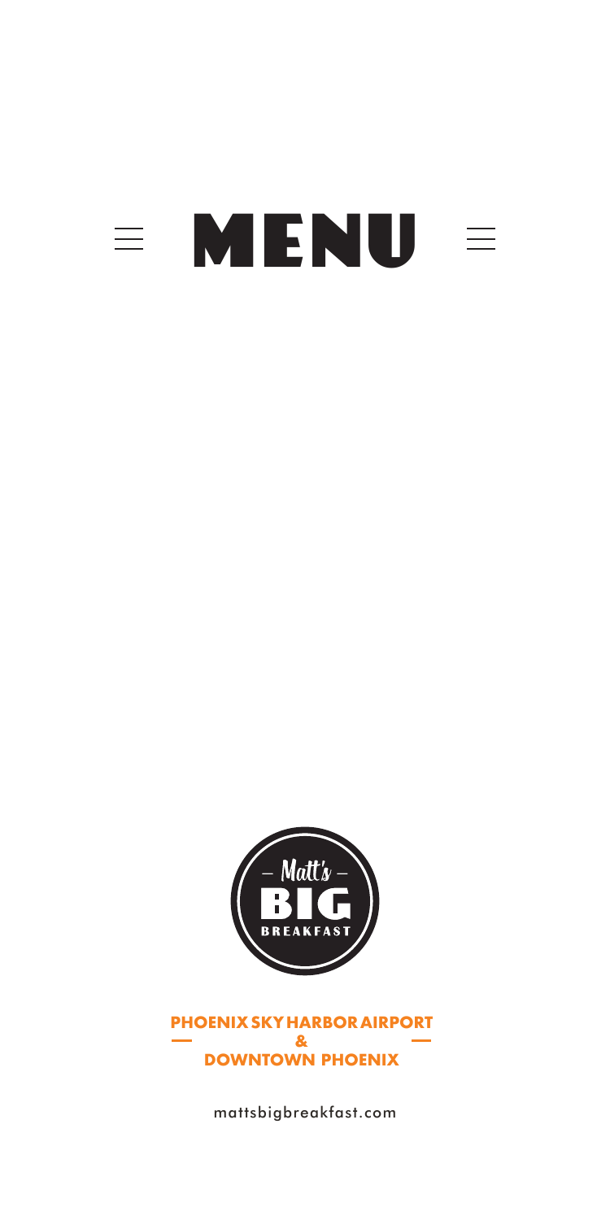# MENU

Matt's BIG BREAKFAST

**PHOENIX SKY HARBOR AIRPORT**
**&**
**DOWNTOWN PHOENIX**

mattsbigbreakfast.com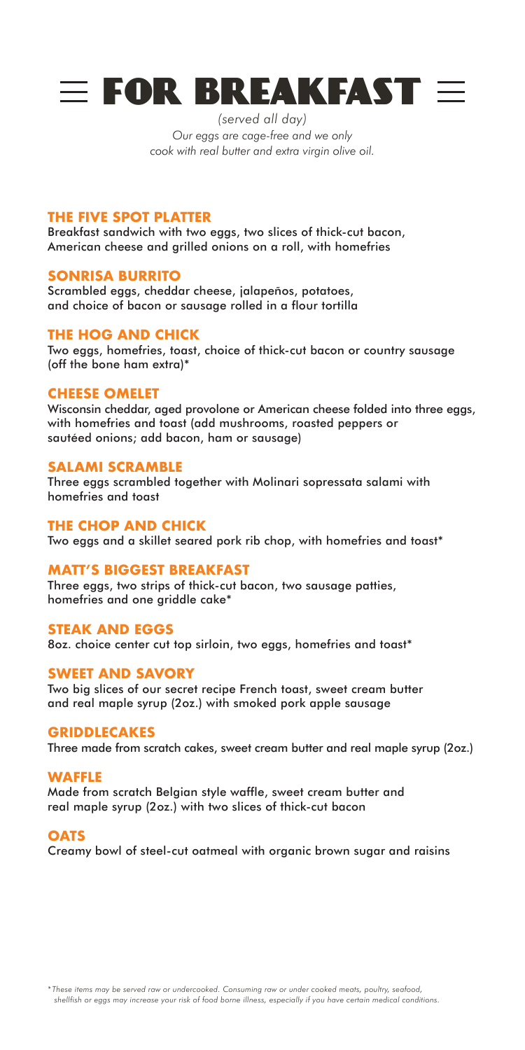# FOR BREAKFAST

*(served all day)*
*Our eggs are cage-free and we only cook with real butter and extra virgin olive oil.*

### THE FIVE SPOT PLATTER

Breakfast sandwich with two eggs, two slices of thick-cut bacon, American cheese and grilled onions on a roll, with homefries

### SONRISA BURRITO

Scrambled eggs, cheddar cheese, jalapeños, potatoes, and choice of bacon or sausage rolled in a flour tortilla

### THE HOG AND CHICK

Two eggs, homefries, toast, choice of thick-cut bacon or country sausage (off the bone ham extra)*

### CHEESE OMELET

Wisconsin cheddar, aged provolone or American cheese folded into three eggs, with homefries and toast (add mushrooms, roasted peppers or sautéed onions; add bacon, ham or sausage)

### SALAMI SCRAMBLE

Three eggs scrambled together with Molinari sopressata salami with homefries and toast

### THE CHOP AND CHICK

Two eggs and a skillet seared pork rib chop, with homefries and toast*

### MATT'S BIGGEST BREAKFAST

Three eggs, two strips of thick-cut bacon, two sausage patties, homefries and one griddle cake*

### STEAK AND EGGS

8oz. choice center cut top sirloin, two eggs, homefries and toast*

### SWEET AND SAVORY

Two big slices of our secret recipe French toast, sweet cream butter and real maple syrup (2oz.) with smoked pork apple sausage

### GRIDDLECAKES

Three made from scratch cakes, sweet cream butter and real maple syrup (2oz.)

### WAFFLE

Made from scratch Belgian style waffle, sweet cream butter and real maple syrup (2oz.) with two slices of thick-cut bacon

### OATS

Creamy bowl of steel-cut oatmeal with organic brown sugar and raisins

*\*These items may be served raw or undercooked. Consuming raw or under cooked meats, poultry, seafood, shellfish or eggs may increase your risk of food borne illness, especially if you have certain medical conditions.*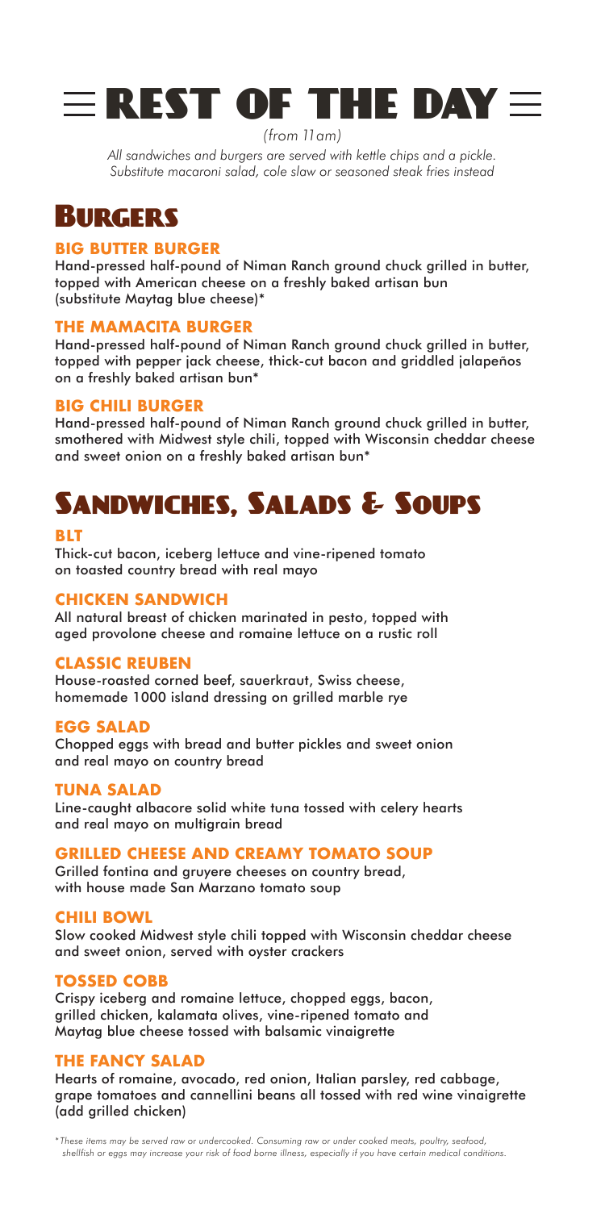# REST OF THE DAY

*(from 11am)*

*All sandwiches and burgers are served with kettle chips and a pickle. Substitute macaroni salad, cole slaw or seasoned steak fries instead*

## Burgers

### BIG BUTTER BURGER

Hand-pressed half-pound of Niman Ranch ground chuck grilled in butter, topped with American cheese on a freshly baked artisan bun (substitute Maytag blue cheese)*

### THE MAMACITA BURGER

Hand-pressed half-pound of Niman Ranch ground chuck grilled in butter, topped with pepper jack cheese, thick-cut bacon and griddled jalapeños on a freshly baked artisan bun*

### BIG CHILI BURGER

Hand-pressed half-pound of Niman Ranch ground chuck grilled in butter, smothered with Midwest style chili, topped with Wisconsin cheddar cheese and sweet onion on a freshly baked artisan bun*

## Sandwiches, Salads & Soups

### BLT

Thick-cut bacon, iceberg lettuce and vine-ripened tomato on toasted country bread with real mayo

### CHICKEN SANDWICH

All natural breast of chicken marinated in pesto, topped with aged provolone cheese and romaine lettuce on a rustic roll

### CLASSIC REUBEN

House-roasted corned beef, sauerkraut, Swiss cheese, homemade 1000 island dressing on grilled marble rye

### EGG SALAD

Chopped eggs with bread and butter pickles and sweet onion and real mayo on country bread

### TUNA SALAD

Line-caught albacore solid white tuna tossed with celery hearts and real mayo on multigrain bread

### GRILLED CHEESE AND CREAMY TOMATO SOUP

Grilled fontina and gruyere cheeses on country bread, with house made San Marzano tomato soup

### CHILI BOWL

Slow cooked Midwest style chili topped with Wisconsin cheddar cheese and sweet onion, served with oyster crackers

### TOSSED COBB

Crispy iceberg and romaine lettuce, chopped eggs, bacon, grilled chicken, kalamata olives, vine-ripened tomato and Maytag blue cheese tossed with balsamic vinaigrette

### THE FANCY SALAD

Hearts of romaine, avocado, red onion, Italian parsley, red cabbage, grape tomatoes and cannellini beans all tossed with red wine vinaigrette (add grilled chicken)

*\*These items may be served raw or undercooked. Consuming raw or under cooked meats, poultry, seafood, shellfish or eggs may increase your risk of food borne illness, especially if you have certain medical conditions.*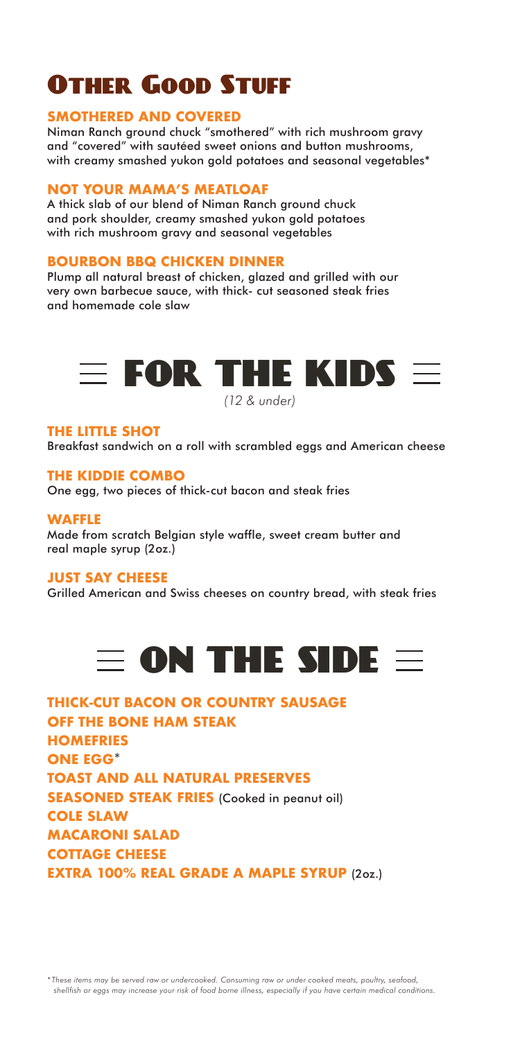# Other Good Stuff

### SMOTHERED AND COVERED

Niman Ranch ground chuck "smothered" with rich mushroom gravy and "covered" with sautéed sweet onions and button mushrooms, with creamy smashed yukon gold potatoes and seasonal vegetables*

### NOT YOUR MAMA'S MEATLOAF

A thick slab of our blend of Niman Ranch ground chuck and pork shoulder, creamy smashed yukon gold potatoes with rich mushroom gravy and seasonal vegetables

### BOURBON BBQ CHICKEN DINNER

Plump all natural breast of chicken, glazed and grilled with our very own barbecue sauce, with thick- cut seasoned steak fries and homemade cole slaw

# FOR THE KIDS

*(12 & under)*

### THE LITTLE SHOT

Breakfast sandwich on a roll with scrambled eggs and American cheese

### THE KIDDIE COMBO

One egg, two pieces of thick-cut bacon and steak fries

### WAFFLE

Made from scratch Belgian style waffle, sweet cream butter and real maple syrup (2oz.)

### JUST SAY CHEESE

Grilled American and Swiss cheeses on country bread, with steak fries

# ON THE SIDE

**THICK-CUT BACON OR COUNTRY SAUSAGE**
**OFF THE BONE HAM STEAK**
**HOMEFRIES**
**ONE EGG***
**TOAST AND ALL NATURAL PRESERVES**
**SEASONED STEAK FRIES** (Cooked in peanut oil)
**COLE SLAW**
**MACARONI SALAD**
**COTTAGE CHEESE**
**EXTRA 100% REAL GRADE A MAPLE SYRUP** (2oz.)

*\*These items may be served raw or undercooked. Consuming raw or under cooked meats, poultry, seafood, shellfish or eggs may increase your risk of food borne illness, especially if you have certain medical conditions.*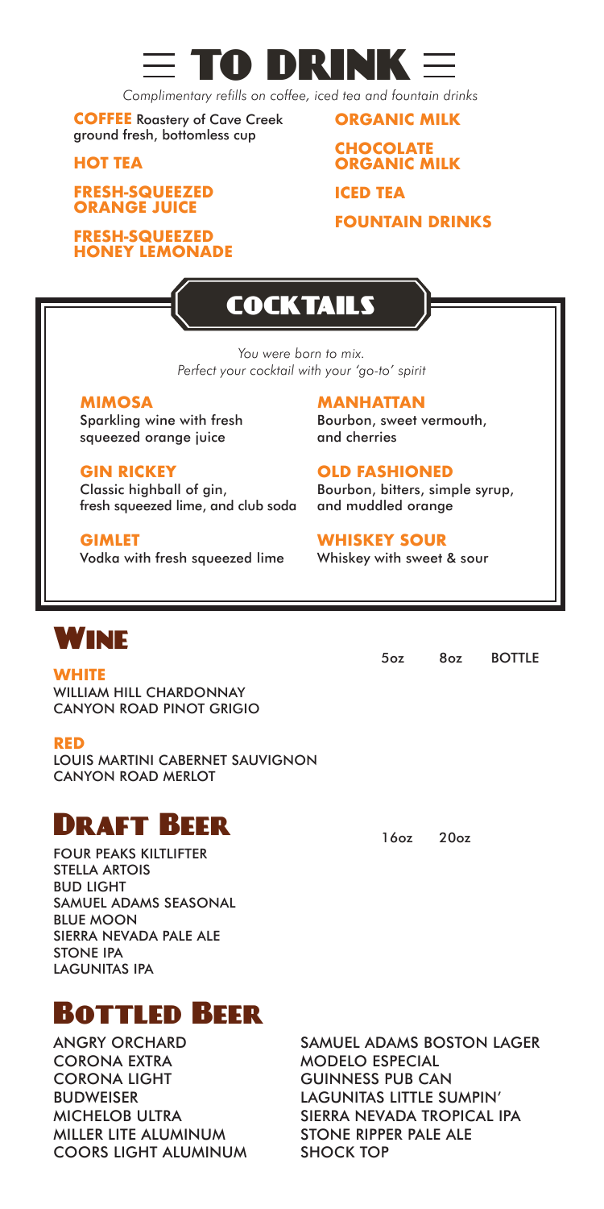# TO DRINK

*Complimentary refills on coffee, iced tea and fountain drinks*

**COFFEE** Roastery of Cave Creek ground fresh, bottomless cup

**HOT TEA**

**FRESH-SQUEEZED ORANGE JUICE**

**FRESH-SQUEEZED HONEY LEMONADE**

**ORGANIC MILK**

**CHOCOLATE ORGANIC MILK**

**ICED TEA**

**FOUNTAIN DRINKS**

## COCKTAILS

*You were born to mix.*
*Perfect your cocktail with your 'go-to' spirit*

**MIMOSA**
Sparkling wine with fresh squeezed orange juice

**GIN RICKEY**
Classic highball of gin, fresh squeezed lime, and club soda

**GIMLET**
Vodka with fresh squeezed lime

**MANHATTAN**
Bourbon, sweet vermouth, and cherries

**OLD FASHIONED**
Bourbon, bitters, simple syrup, and muddled orange

**WHISKEY SOUR**
Whiskey with sweet & sour

## WINE

| | 5oz | 8oz | BOTTLE |
|---|---|---|---|
| **WHITE** | | | |
| WILLIAM HILL CHARDONNAY | | | |
| CANYON ROAD PINOT GRIGIO | | | |
| **RED** | | | |
| LOUIS MARTINI CABERNET SAUVIGNON | | | |
| CANYON ROAD MERLOT | | | |

## DRAFT BEER

| | 16oz | 20oz |
|---|---|---|
| FOUR PEAKS KILTLIFTER | | |
| STELLA ARTOIS | | |
| BUD LIGHT | | |
| SAMUEL ADAMS SEASONAL | | |
| BLUE MOON | | |
| SIERRA NEVADA PALE ALE | | |
| STONE IPA | | |
| LAGUNITAS IPA | | |

## BOTTLED BEER

ANGRY ORCHARD
CORONA EXTRA
CORONA LIGHT
BUDWEISER
MICHELOB ULTRA
MILLER LITE ALUMINUM
COORS LIGHT ALUMINUM
SAMUEL ADAMS BOSTON LAGER
MODELO ESPECIAL
GUINNESS PUB CAN
LAGUNITAS LITTLE SUMPIN'
SIERRA NEVADA TROPICAL IPA
STONE RIPPER PALE ALE
SHOCK TOP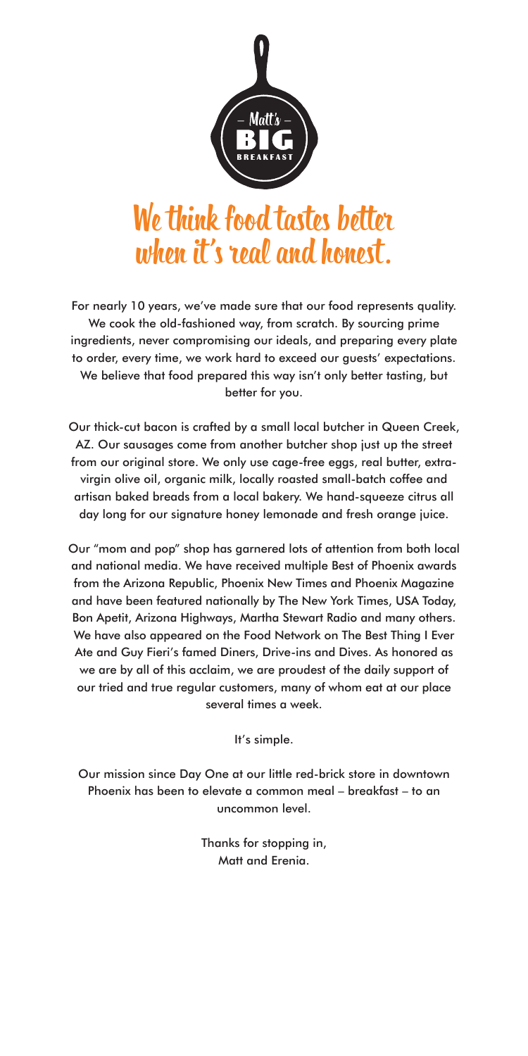Matt's BIG BREAKFAST

# We think food tastes better when it's real and honest.

For nearly 10 years, we've made sure that our food represents quality. We cook the old-fashioned way, from scratch. By sourcing prime ingredients, never compromising our ideals, and preparing every plate to order, every time, we work hard to exceed our guests' expectations. We believe that food prepared this way isn't only better tasting, but better for you.

Our thick-cut bacon is crafted by a small local butcher in Queen Creek, AZ. Our sausages come from another butcher shop just up the street from our original store. We only use cage-free eggs, real butter, extra-virgin olive oil, organic milk, locally roasted small-batch coffee and artisan baked breads from a local bakery. We hand-squeeze citrus all day long for our signature honey lemonade and fresh orange juice.

Our "mom and pop" shop has garnered lots of attention from both local and national media. We have received multiple Best of Phoenix awards from the Arizona Republic, Phoenix New Times and Phoenix Magazine and have been featured nationally by The New York Times, USA Today, Bon Apetit, Arizona Highways, Martha Stewart Radio and many others. We have also appeared on the Food Network on The Best Thing I Ever Ate and Guy Fieri's famed Diners, Drive-ins and Dives. As honored as we are by all of this acclaim, we are proudest of the daily support of our tried and true regular customers, many of whom eat at our place several times a week.

It's simple.

Our mission since Day One at our little red-brick store in downtown Phoenix has been to elevate a common meal – breakfast – to an uncommon level.

Thanks for stopping in,
Matt and Erenia.